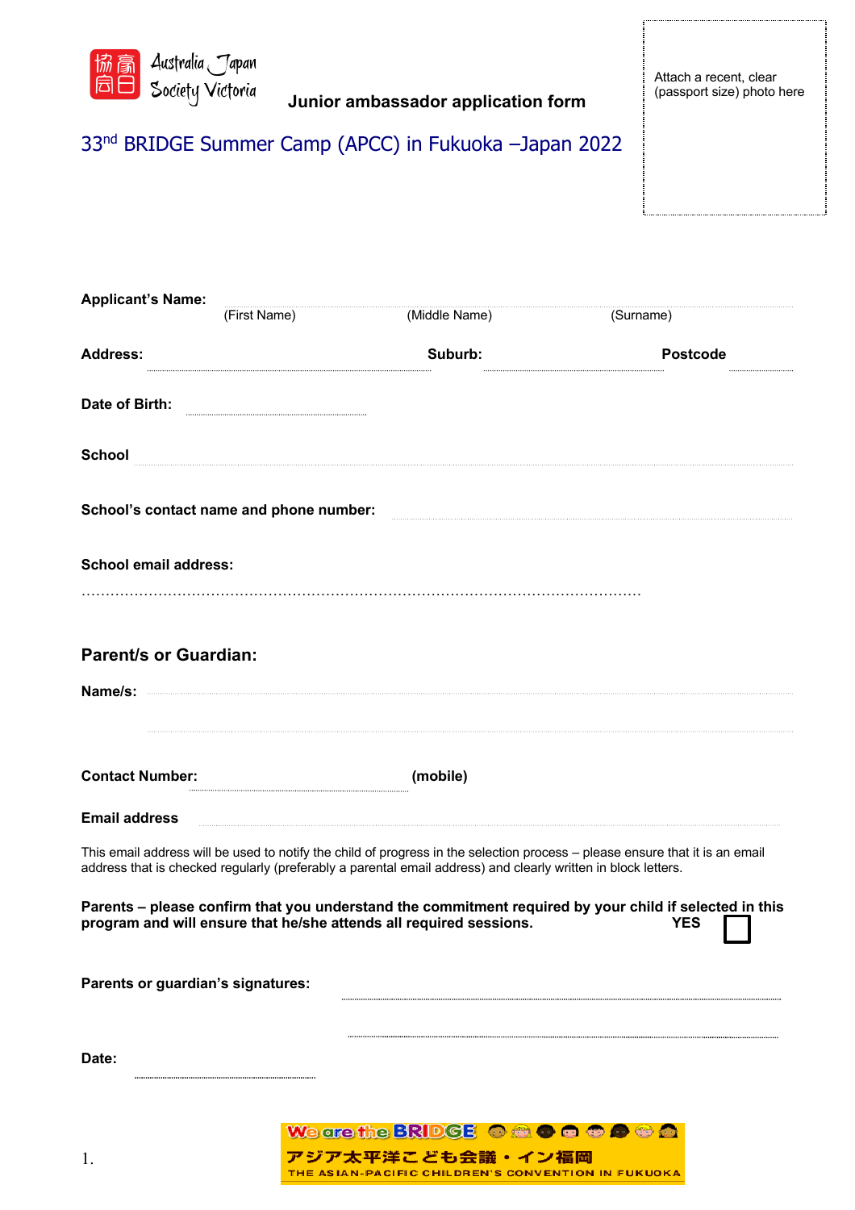Australia Japan Society Victoria

Attach a recent, clear (passport size) photo here

**Junior ambassador application form**

## 33rd BRIDGE Summer Camp (APCC) in Fukuoka –Japan 2022

**Applicant's Name:** ................................................................................................

(First Name) (Middle Name) (Surname)

**Address:** ........................................ **Suburb:** ........................ **Postcode** ..........

**Date of Birth:** ........................

**School** ................................................................................................

**School's contact name and phone number:** ........................................

**School email address:**

................................................................................................

### Parent/s or Guardian:

**Name/s:** ................................................................................................

................................................................................................

**Contact Number:** ........................ **(mobile)**

**Email address** ................................................................................................

This email address will be used to notify the child of progress in the selection process – please ensure that it is an email address that is checked regularly (preferably a parental email address) and clearly written in block letters.

**Parents – please confirm that you understand the commitment required by your child if selected in this program and will ensure that he/she attends all required sessions.** **YES** ☐

**Parents or guardian's signatures:** ........................................

........................................

**Date:** ........................

We are the BRIDGE

アジア太平洋こども会議・イン福岡

THE ASIAN-PACIFIC CHILDREN'S CONVENTION IN FUKUOKA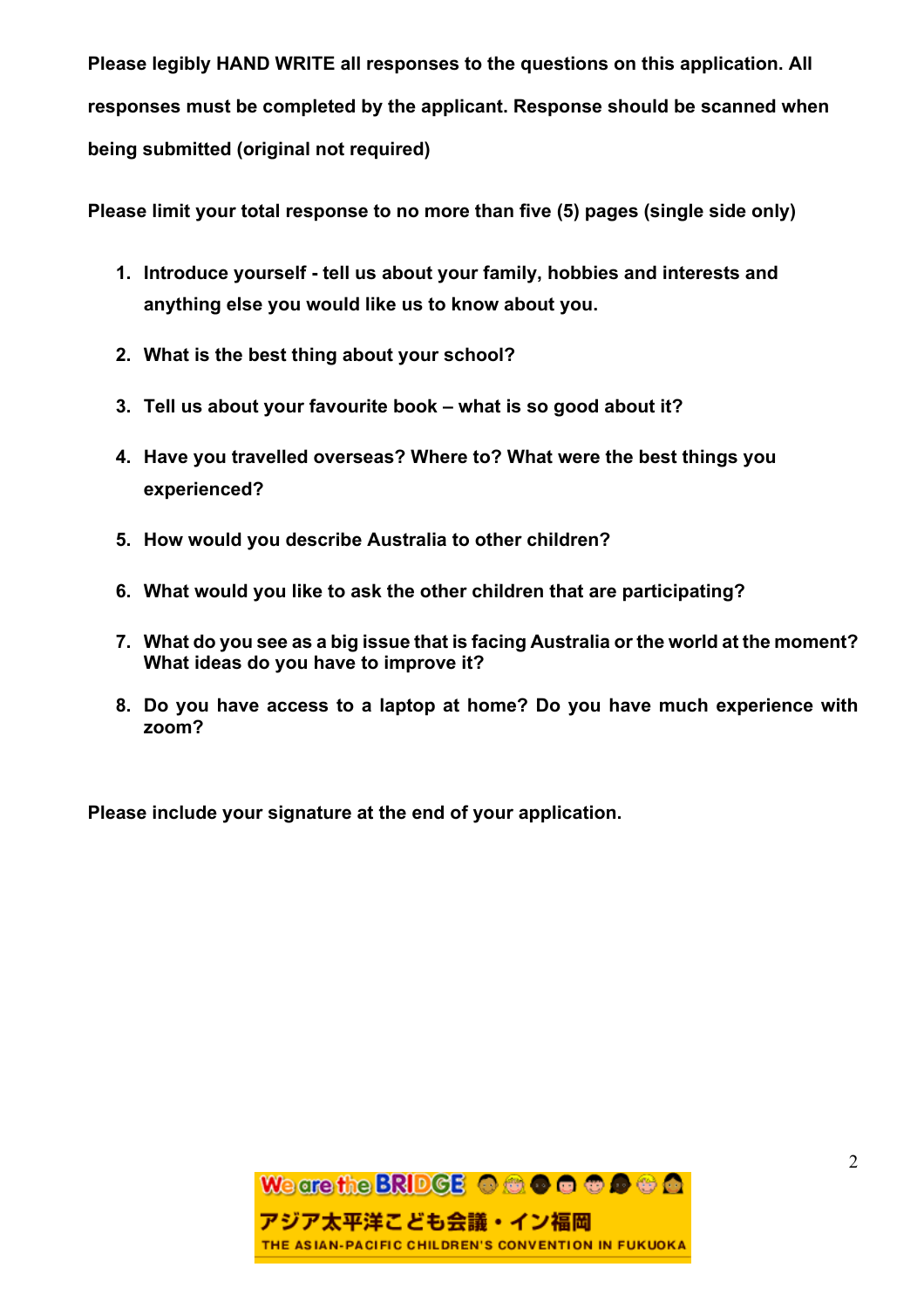**Please legibly HAND WRITE all responses to the questions on this application. All responses must be completed by the applicant. Response should be scanned when being submitted (original not required)**

**Please limit your total response to no more than five (5) pages (single side only)**

1. **Introduce yourself - tell us about your family, hobbies and interests and anything else you would like us to know about you.**
2. **What is the best thing about your school?**
3. **Tell us about your favourite book – what is so good about it?**
4. **Have you travelled overseas? Where to? What were the best things you experienced?**
5. **How would you describe Australia to other children?**
6. **What would you like to ask the other children that are participating?**
7. **What do you see as a big issue that is facing Australia or the world at the moment? What ideas do you have to improve it?**
8. **Do you have access to a laptop at home? Do you have much experience with zoom?**

**Please include your signature at the end of your application.**

We are the BRIDGE

アジア太平洋こども会議・イン福岡

THE ASIAN-PACIFIC CHILDREN'S CONVENTION IN FUKUOKA